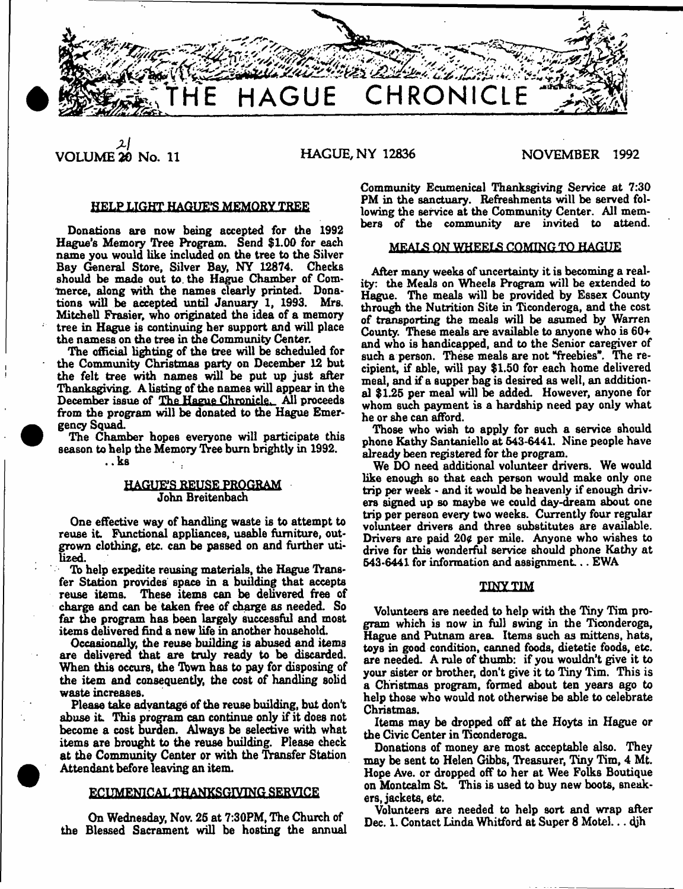# THE HAGUE CHRONICLE

VOLUME 21 No. 11 — HAGUE, NY 12836 — NOVEMBER 1992

## HELP LIGHT HAGUE'S MEMORY TREE

Donations are now being accepted for the 1992 Hague's Memory Tree Program. Send $1.00 for each name you would like included on the tree to the Silver Bay General Store, Silver Bay, NY 12874. Checks should be made out to the Hague Chamber of Commerce, along with the names clearly printed. Donations will be accepted until January 1, 1993. Mrs. Mitchell Frasier, who originated the idea of a memory tree in Hague is continuing her support and will place the namess on the tree in the Community Center.

The official lighting of the tree will be scheduled for the Community Christmas party on December 12 but the felt tree with names will be put up just after Thanksgiving. A listing of the names will appear in the December issue of The Hague Chronicle. All proceeds from the program will be donated to the Hague Emergency Squad.

The Chamber hopes everyone will participate this season to help the Memory Tree burn brightly in 1992.

..ks

## HAGUE'S REUSE PROGRAM

John Breitenbach

One effective way of handling waste is to attempt to reuse it. Functional appliances, usable furniture, outgrown clothing, etc. can be passed on and further utilized.

To help expedite reusing materials, the Hague Transfer Station provides space in a building that accepts reuse items. These items can be delivered free of charge and can be taken free of charge as needed. So far the program has been largely successful and most items delivered find a new life in another household.

Occasionally, the reuse building is abused and items are delivered that are truly ready to be discarded. When this occurs, the Town has to pay for disposing of the item and consequently, the cost of handling solid waste increases.

Please take advantage of the reuse building, but don't abuse it. This program can continue only if it does not become a cost burden. Always be selective with what items are brought to the reuse building. Please check at the Community Center or with the Transfer Station Attendant before leaving an item.

## ECUMENICAL THANKSGIVING SERVICE

On Wednesday, Nov. 25 at 7:30PM, The Church of the Blessed Sacrament will be hosting the annual Community Ecumenical Thanksgiving Service at 7:30 PM in the sanctuary. Refreshments will be served following the service at the Community Center. All members of the community are invited to attend.

## MEALS ON WHEELS COMING TO HAGUE

After many weeks of uncertainty it is becoming a reality: the Meals on Wheels Program will be extended to Hague. The meals will be provided by Essex County through the Nutrition Site in Ticonderoga, and the cost of transporting the meals will be asumed by Warren County. These meals are available to anyone who is 60+ and who is handicapped, and to the Senior caregiver of such a person. These meals are not "freebies". The recipient, if able, will pay $1.50 for each home delivered meal, and if a supper bag is desired as well, an additional $1.25 per meal will be added. However, anyone for whom such payment is a hardship need pay only what he or she can afford.

Those who wish to apply for such a service should phone Kathy Santaniello at 543-6441. Nine people have already been registered for the program.

We DO need additional volunteer drivers. We would like enough so that each person would make only one trip per week - and it would be heavenly if enough drivers signed up so maybe we could day-dream about one trip per person every two weeks. Currently four regular volunteer drivers and three substitutes are available. Drivers are paid 20¢ per mile. Anyone who wishes to drive for this wonderful service should phone Kathy at 543-6441 for information and assignment... EWA

## TINY TIM

Volunteers are needed to help with the Tiny Tim program which is now in full swing in the Ticonderoga, Hague and Putnam area. Items such as mittens, hats, toys in good condition, canned foods, dietetic foods, etc. are needed. A rule of thumb: if you wouldn't give it to your sister or brother, don't give it to Tiny Tim. This is a Christmas program, formed about ten years ago to help those who would not otherwise be able to celebrate Christmas.

Items may be dropped off at the Hoyts in Hague or the Civic Center in Ticonderoga.

Donations of money are most acceptable also. They may be sent to Helen Gibbs, Treasurer, Tiny Tim, 4 Mt. Hope Ave. or dropped off to her at Wee Folks Boutique on Montcalm St. This is used to buy new boots, sneakers, jackets, etc.

Volunteers are needed to help sort and wrap after Dec. 1. Contact Linda Whitford at Super 8 Motel... djh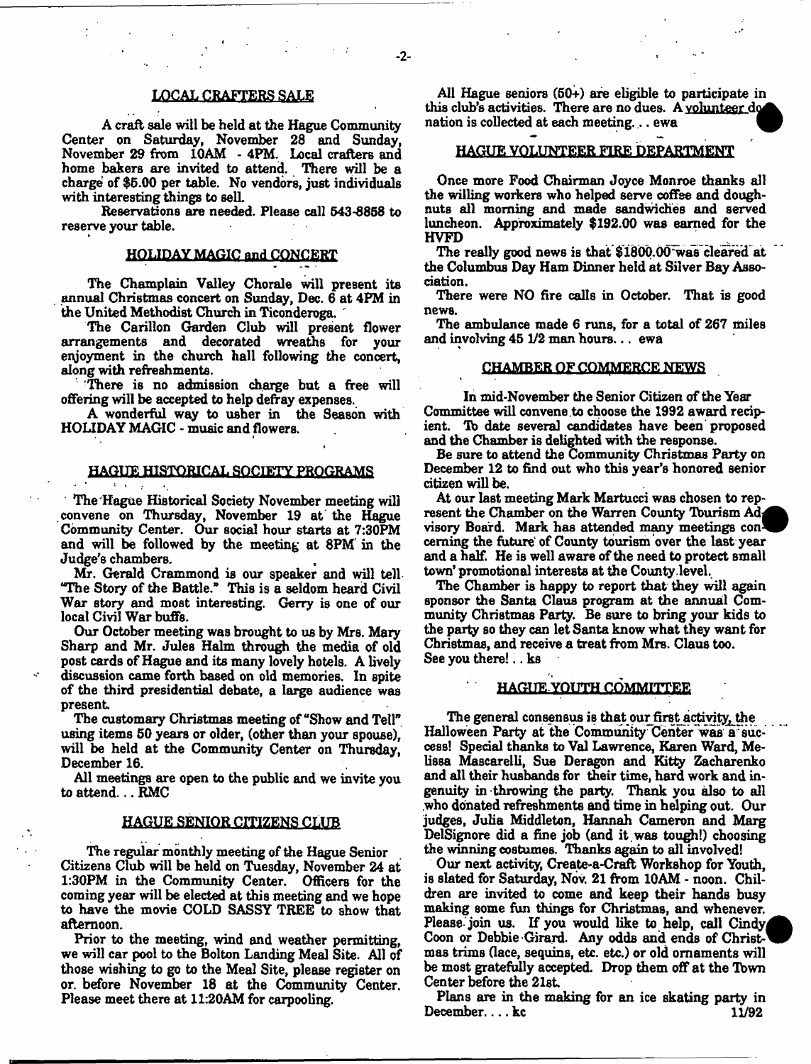## LOCAL CRAFTERS SALE

A craft sale will be held at the Hague Community Center on Saturday, November 28 and Sunday, November 29 from 10AM - 4PM. Local crafters and home bakers are invited to attend. There will be a charge of $5.00 per table. No vendors, just individuals with interesting things to sell.

Reservations are needed. Please call 543-8858 to reserve your table.

## HOLIDAY MAGIC and CONCERT

The Champlain Valley Chorale will present its annual Christmas concert on Sunday, Dec. 6 at 4PM in the United Methodist Church in Ticonderoga.

The Carillon Garden Club will present flower arrangements and decorated wreaths for your enjoyment in the church hall following the concert, along with refreshments.

There is no admission charge but a free will offering will be accepted to help defray expenses.

A wonderful way to usher in the Season with HOLIDAY MAGIC - music and flowers.

## HAGUE HISTORICAL SOCIETY PROGRAMS

The Hague Historical Society November meeting will convene on Thursday, November 19 at the Hague Community Center. Our social hour starts at 7:30PM and will be followed by the meeting at 8PM in the Judge's chambers.

Mr. Gerald Crammond is our speaker and will tell "The Story of the Battle." This is a seldom heard Civil War story and most interesting. Gerry is one of our local Civil War buffs.

Our October meeting was brought to us by Mrs. Mary Sharp and Mr. Jules Halm through the media of old post cards of Hague and its many lovely hotels. A lively discussion came forth based on old memories. In spite of the third presidential debate, a large audience was present.

The customary Christmas meeting of "Show and Tell" using items 50 years or older, (other than your spouse), will be held at the Community Center on Thursday, December 16.

All meetings are open to the public and we invite you to attend... RMC

## HAGUE SENIOR CITIZENS CLUB

The regular monthly meeting of the Hague Senior Citizens Club will be held on Tuesday, November 24 at 1:30PM in the Community Center. Officers for the coming year will be elected at this meeting and we hope to have the movie COLD SASSY TREE to show that afternoon.

Prior to the meeting, wind and weather permitting, we will car pool to the Bolton Landing Meal Site. All of those wishing to go to the Meal Site, please register on or before November 18 at the Community Center. Please meet there at 11:20AM for carpooling.

All Hague seniors (50+) are eligible to participate in this club's activities. There are no dues. A volunteer donation is collected at each meeting... ewa

## HAGUE VOLUNTEER FIRE DEPARTMENT

Once more Food Chairman Joyce Monroe thanks all the willing workers who helped serve coffee and doughnuts all morning and made sandwiches and served luncheon. Approximately $192.00 was earned for the HVFD

The really good news is that $1800.00 was cleared at the Columbus Day Ham Dinner held at Silver Bay Association.

There were NO fire calls in October. That is good news.

The ambulance made 6 runs, for a total of 267 miles and involving 45 1/2 man hours... ewa

## CHAMBER OF COMMERCE NEWS

In mid-November the Senior Citizen of the Year Committee will convene to choose the 1992 award recipient. To date several candidates have been proposed and the Chamber is delighted with the response.

Be sure to attend the Community Christmas Party on December 12 to find out who this year's honored senior citizen will be.

At our last meeting Mark Martucci was chosen to represent the Chamber on the Warren County Tourism Advisory Board. Mark has attended many meetings concerning the future of County tourism over the last year and a half. He is well aware of the need to protect small town' promotional interests at the County level.

The Chamber is happy to report that they will again sponsor the Santa Claus program at the annual Community Christmas Party. Be sure to bring your kids to the party so they can let Santa know what they want for Christmas, and receive a treat from Mrs. Claus too. See you there!.. ks

## HAGUE YOUTH COMMITTEE

The general consensus is that our first activity, the Halloween Party at the Community Center was a success! Special thanks to Val Lawrence, Karen Ward, Melissa Mascarelli, Sue Deragon and Kitty Zacharenko and all their husbands for their time, hard work and ingenuity in throwing the party. Thank you also to all who donated refreshments and time in helping out. Our judges, Julia Middleton, Hannah Cameron and Marg DelSignore did a fine job (and it was tough!) choosing the winning costumes. Thanks again to all involved!

Our next activity, Create-a-Craft Workshop for Youth, is slated for Saturday, Nov. 21 from 10AM - noon. Children are invited to come and keep their hands busy making some fun things for Christmas, and whenever. Please join us. If you would like to help, call Cindy Coon or Debbie Girard. Any odds and ends of Christmas trims (lace, sequins, etc. etc.) or old ornaments will be most gratefully accepted. Drop them off at the Town Center before the 21st.

Plans are in the making for an ice skating party in December.... kc

11/92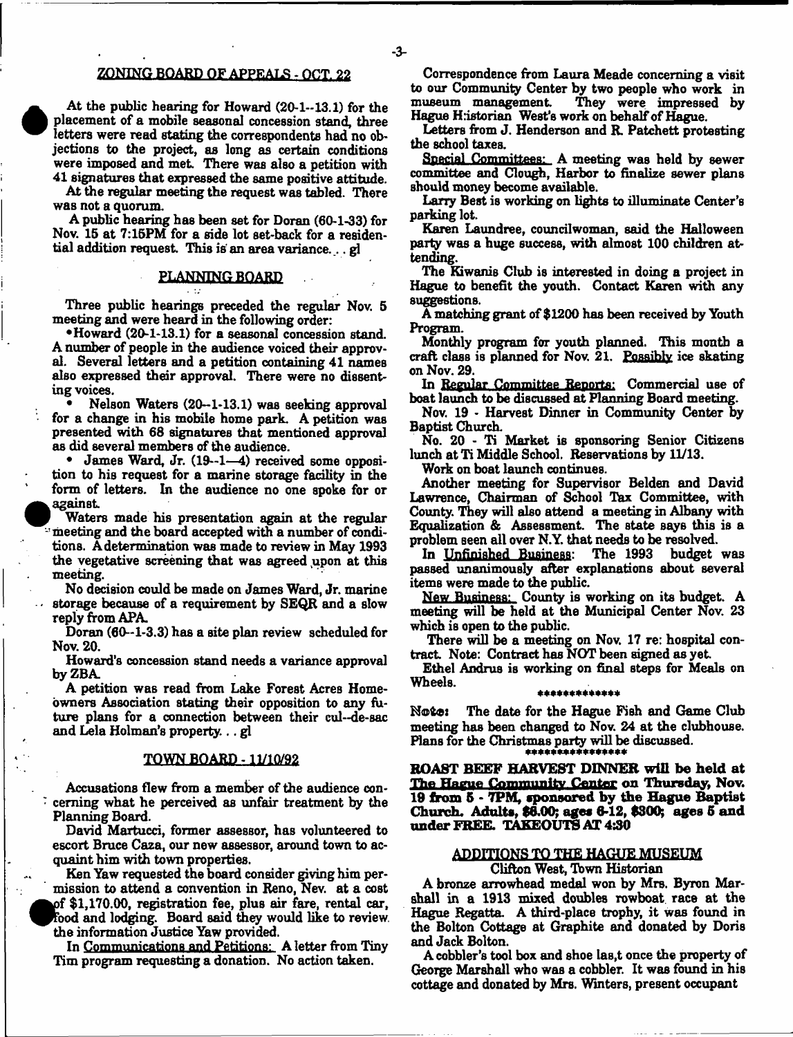## ZONING BOARD OF APPEALS - OCT. 22

At the public hearing for Howard (20-1--13.1) for the placement of a mobile seasonal concession stand, three letters were read stating the correspondents had no objections to the project, as long as certain conditions were imposed and met. There was also a petition with 41 signatures that expressed the same positive attitude.

At the regular meeting the request was tabled. There was not a quorum.

A public hearing has been set for Doran (60-1-33) for Nov. 15 at 7:15PM for a side lot set-back for a residential addition request. This is an area variance. . . gl

## PLANNING BOARD

Three public hearings preceded the regular Nov. 5 meeting and were heard in the following order:

• Howard (20-1-13.1) for a seasonal concession stand. A number of people in the audience voiced their approval. Several letters and a petition containing 41 names also expressed their approval. There were no dissenting voices.

• Nelson Waters (20--1-13.1) was seeking approval for a change in his mobile home park. A petition was presented with 68 signatures that mentioned approval as did several members of the audience.

• James Ward, Jr. (19--1—4) received some opposition to his request for a marine storage facility in the form of letters. In the audience no one spoke for or against.

Waters made his presentation again at the regular meeting and the board accepted with a number of conditions. A determination was made to review in May 1993 the vegetative screening that was agreed upon at this meeting.

No decision could be made on James Ward, Jr. marine storage because of a requirement by SEQR and a slow reply from APA.

Doran (60--1-3.3) has a site plan review scheduled for Nov. 20.

Howard's concession stand needs a variance approval by ZBA.

A petition was read from Lake Forest Acres Homeowners Association stating their opposition to any future plans for a connection between their cul--de-sac and Lela Holman's property. . . gl

## TOWN BOARD - 11/10/92

Accusations flew from a member of the audience concerning what he perceived as unfair treatment by the Planning Board.

David Martucci, former assessor, has volunteered to escort Bruce Caza, our new assessor, around town to acquaint him with town properties.

Ken Yaw requested the board consider giving him permission to attend a convention in Reno, Nev. at a cost of $1,170.00, registration fee, plus air fare, rental car, food and lodging. Board said they would like to review the information Justice Yaw provided.

In Communications and Petitions: A letter from Tiny Tim program requesting a donation. No action taken.

Correspondence from Laura Meade concerning a visit to our Community Center by two people who work in museum management. They were impressed by Hague Historian West's work on behalf of Hague.

Letters from J. Henderson and R. Patchett protesting the school taxes.

Special Committees: A meeting was held by sewer committee and Clough, Harbor to finalize sewer plans should money become available.

Larry Best is working on lights to illuminate Center's parking lot.

Karen Laundree, councilwoman, said the Halloween party was a huge success, with almost 100 children attending.

The Kiwanis Club is interested in doing a project in Hague to benefit the youth. Contact Karen with any suggestions.

A matching grant of $1200 has been received by Youth Program.

Monthly program for youth planned. This month a craft class is planned for Nov. 21. Possibly ice skating on Nov. 29.

In Regular Committee Reports: Commercial use of boat launch to be discussed at Planning Board meeting.

Nov. 19 - Harvest Dinner in Community Center by Baptist Church.

No. 20 - Ti Market is sponsoring Senior Citizens lunch at Ti Middle School. Reservations by 11/13.

Work on boat launch continues.

Another meeting for Supervisor Belden and David Lawrence, Chairman of School Tax Committee, with County. They will also attend a meeting in Albany with Equalization & Assessment. The state says this is a problem seen all over N.Y. that needs to be resolved.

In Unfinished Business: The 1993 budget was passed unanimously after explanations about several items were made to the public.

New Business: County is working on its budget. A meeting will be held at the Municipal Center Nov. 23 which is open to the public.

There will be a meeting on Nov. 17 re: hospital contract. Note: Contract has NOT been signed as yet.

Ethel Andrus is working on final steps for Meals on Wheels.

*************

**Note:** The date for the Hague Fish and Game Club meeting has been changed to Nov. 24 at the clubhouse. Plans for the Christmas party will be discussed.

****************

**ROAST BEEF HARVEST DINNER will be held at The Hague Community Center on Thursday, Nov. 19 from 5 - 7PM, sponsored by the Hague Baptist Church. Adults, $6.00; ages 6-12, $300; ages 5 and under FREE. TAKEOUTS AT 4:30**

## ADDITIONS TO THE HAGUE MUSEUM

Clifton West, Town Historian

A bronze arrowhead medal won by Mrs. Byron Marshall in a 1913 mixed doubles rowboat race at the Hague Regatta. A third-place trophy, it was found in the Bolton Cottage at Graphite and donated by Doris and Jack Bolton.

A cobbler's tool box and shoe las,t once the property of George Marshall who was a cobbler. It was found in his cottage and donated by Mrs. Winters, present occupant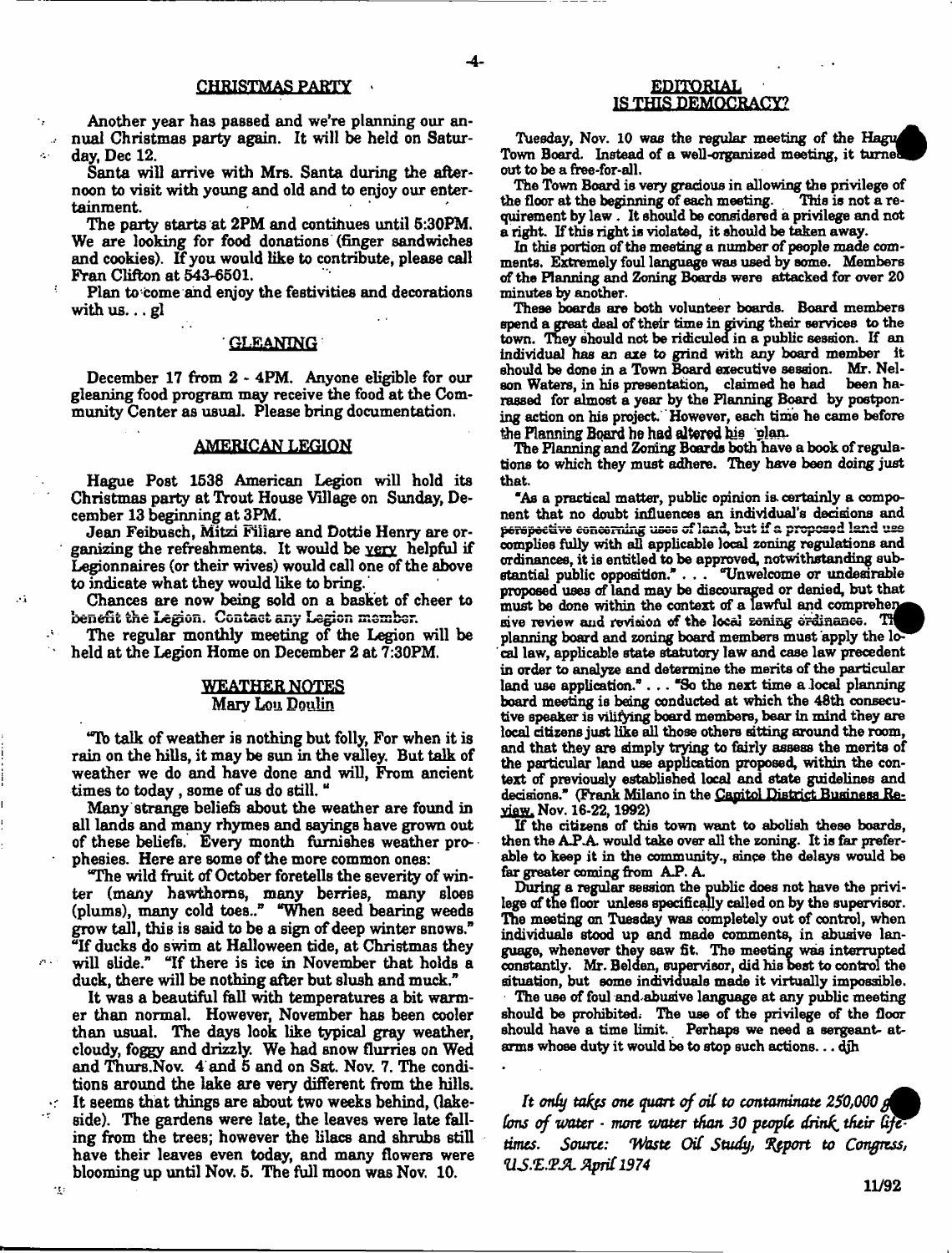## CHRISTMAS PARTY

Another year has passed and we're planning our annual Christmas party again. It will be held on Saturday, Dec 12.

Santa will arrive with Mrs. Santa during the afternoon to visit with young and old and to enjoy our entertainment.

The party starts at 2PM and continues until 5:30PM. We are looking for food donations (finger sandwiches and cookies). If you would like to contribute, please call Fran Clifton at 543-6501.

Plan to come and enjoy the festivities and decorations with us. . . gl

## GLEANING

December 17 from 2 - 4PM. Anyone eligible for our gleaning food program may receive the food at the Community Center as usual. Please bring documentation.

## AMERICAN LEGION

Hague Post 1538 American Legion will hold its Christmas party at Trout House Village on Sunday, December 13 beginning at 3PM.

Jean Feibusch, Mitzi Filiare and Dottie Henry are organizing the refreshments. It would be very helpful if Legionnaires (or their wives) would call one of the above to indicate what they would like to bring.

Chances are now being sold on a basket of cheer to benefit the Legion. Contact any Legion member.

The regular monthly meeting of the Legion will be held at the Legion Home on December 2 at 7:30PM.

## WEATHER NOTES
### Mary Lou Doulin

"To talk of weather is nothing but folly, For when it is rain on the hills, it may be sun in the valley. But talk of weather we do and have done and will, From ancient times to today , some of us do still. "

Many strange beliefs about the weather are found in all lands and many rhymes and sayings have grown out of these beliefs. Every month furnishes weather prophesies. Here are some of the more common ones:

"The wild fruit of October foretells the severity of winter (many hawthorns, many berries, many sloes (plums), many cold toes.." "When seed bearing weeds grow tall, this is said to be a sign of deep winter snows." "If ducks do swim at Halloween tide, at Christmas they will slide." "If there is ice in November that holds a duck, there will be nothing after but slush and muck."

It was a beautiful fall with temperatures a bit warmer than normal. However, November has been cooler than usual. The days look like typical gray weather, cloudy, foggy and drizzly. We had snow flurries on Wed and Thurs.Nov. 4 and 5 and on Sat. Nov. 7. The conditions around the lake are very different from the hills. It seems that things are about two weeks behind, (lakeside). The gardens were late, the leaves were late falling from the trees; however the lilacs and shrubs still have their leaves even today, and many flowers were blooming up until Nov. 5. The full moon was Nov. 10.

## EDITORIAL
## IS THIS DEMOCRACY?

Tuesday, Nov. 10 was the regular meeting of the Hague Town Board. Instead of a well-organized meeting, it turned out to be a free-for-all.

The Town Board is very gracious in allowing the privilege of the floor at the beginning of each meeting. This is not a requirement by law . It should be considered a privilege and not a right. If this right is violated, it should be taken away.

In this portion of the meeting a number of people made comments. Extremely foul language was used by some. Members of the Planning and Zoning Boards were attacked for over 20 minutes by another.

These boards are both volunteer boards. Board members spend a great deal of their time in giving their services to the town. They should not be ridiculed in a public session. If an individual has an axe to grind with any board member it should be done in a Town Board executive session. Mr. Nelson Waters, in his presentation, claimed he had been harassed for almost a year by the Planning Board by postponing action on his project. However, each time he came before the Planning Board he had altered his plan.

The Planning and Zoning Boards both have a book of regulations to which they must adhere. They have been doing just that.

"As a practical matter, public opinion is certainly a component that no doubt influences an individual's decisions and perspective concerning uses of land, but if a proposed land use complies fully with all applicable local zoning regulations and ordinances, it is entitled to be approved, notwithstanding substantial public opposition." . . . "Unwelcome or undesirable proposed uses of land may be discouraged or denied, but that must be done within the context of a lawful and comprehensive review and revision of the local zoning ordinance. The planning board and zoning board members must apply the local law, applicable state statutory law and case law precedent in order to analyze and determine the merits of the particular land use application." . . . "So the next time a local planning board meeting is being conducted at which the 48th consecutive speaker is vilifying board members, bear in mind they are local citizens just like all those others sitting around the room, and that they are simply trying to fairly assess the merits of the particular land use application proposed, within the context of previously established local and state guidelines and decisions." (Frank Milano in the Capitol District Business Review, Nov. 16-22, 1992)

If the citizens of this town want to abolish these boards, then the A.P.A. would take over all the zoning. It is far preferable to keep it in the community., since the delays would be far greater coming from A.P. A.

During a regular session the public does not have the privilege of the floor unless specifically called on by the supervisor. The meeting on Tuesday was completely out of control, when individuals stood up and made comments, in abusive language, whenever they saw fit. The meeting was interrupted constantly. Mr. Belden, supervisor, did his best to control the situation, but some individuals made it virtually impossible.

The use of foul and abusive language at any public meeting should be prohibited. The use of the privilege of the floor should have a time limit. Perhaps we need a sergeant-at-arms whose duty it would be to stop such actions. . . djh

*It only takes one quart of oil to contaminate 250,000 gallons of water - more water than 30 people drink their lifetimes. Source: Waste Oil Study, Report to Congress, U.S.E.P.A. April 1974*

11/92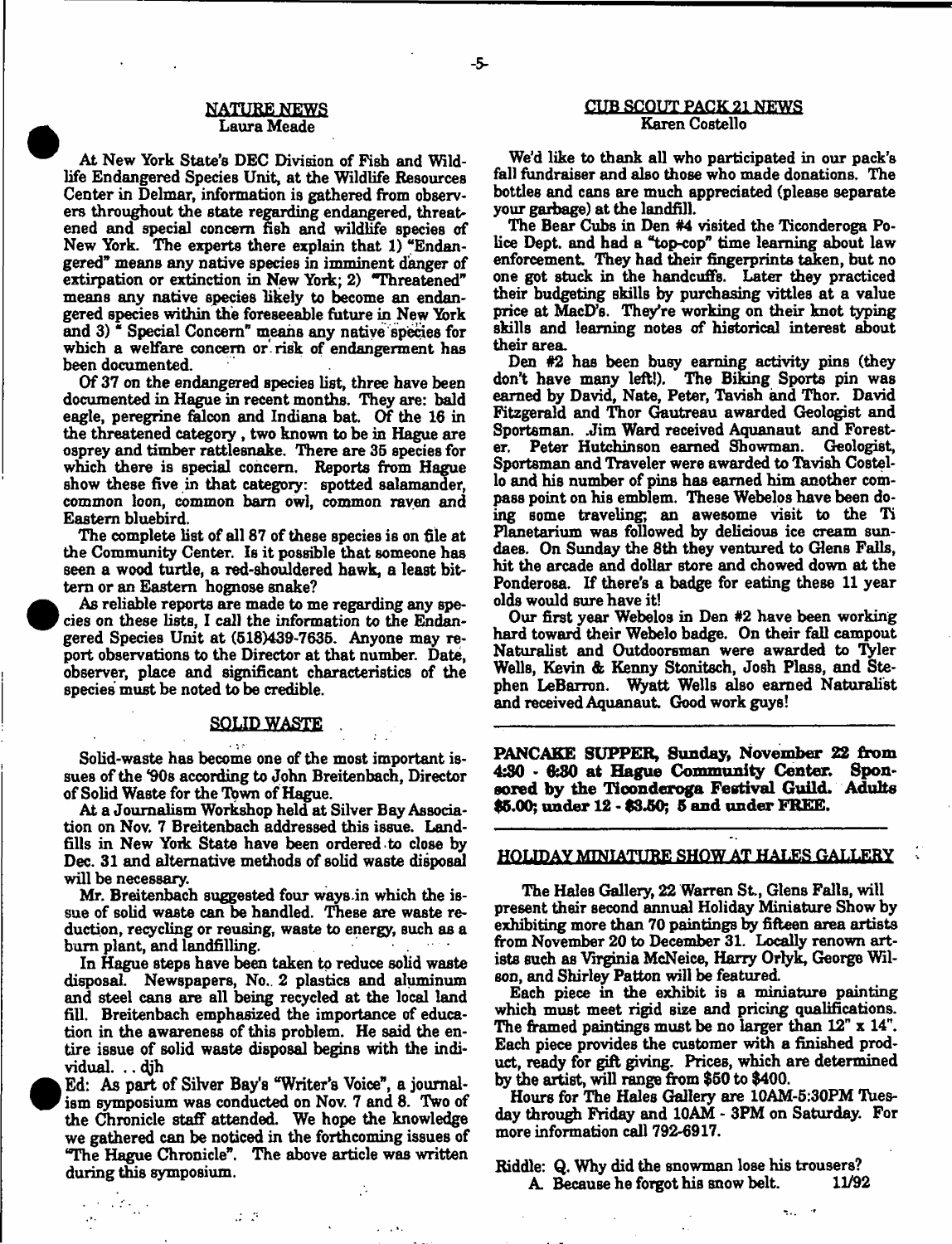## NATURE NEWS

### Laura Meade

At New York State's DEC Division of Fish and Wildlife Endangered Species Unit, at the Wildlife Resources Center in Delmar, information is gathered from observers throughout the state regarding endangered, threatened and special concern fish and wildlife species of New York. The experts there explain that 1) "Endangered" means any native species in imminent danger of extirpation or extinction in New York; 2) "Threatened" means any native species likely to become an endangered species within the foreseeable future in New York and 3) " Special Concern" means any native species for which a welfare concern or risk of endangerment has been documented.

Of 37 on the endangered species list, three have been documented in Hague in recent months. They are: bald eagle, peregrine falcon and Indiana bat. Of the 16 in the threatened category, two known to be in Hague are osprey and timber rattlesnake. There are 35 species for which there is special concern. Reports from Hague show these five in that category: spotted salamander, common loon, common barn owl, common raven and Eastern bluebird.

The complete list of all 87 of these species is on file at the Community Center. Is it possible that someone has seen a wood turtle, a red-shouldered hawk, a least bittern or an Eastern hognose snake?

As reliable reports are made to me regarding any species on these lists, I call the information to the Endangered Species Unit at (518)439-7635. Anyone may report observations to the Director at that number. Date, observer, place and significant characteristics of the species must be noted to be credible.

## SOLID WASTE

Solid-waste has become one of the most important issues of the '90s according to John Breitenbach, Director of Solid Waste for the Town of Hague.

At a Journalism Workshop held at Silver Bay Association on Nov. 7 Breitenbach addressed this issue. Landfills in New York State have been ordered to close by Dec. 31 and alternative methods of solid waste disposal will be necessary.

Mr. Breitenbach suggested four ways in which the issue of solid waste can be handled. These are waste reduction, recycling or reusing, waste to energy, such as a burn plant, and landfilling.

In Hague steps have been taken to reduce solid waste disposal. Newspapers, No. 2 plastics and aluminum and steel cans are all being recycled at the local land fill. Breitenbach emphasized the importance of education in the awareness of this problem. He said the entire issue of solid waste disposal begins with the individual. . . djh

Ed: As part of Silver Bay's "Writer's Voice", a journalism symposium was conducted on Nov. 7 and 8. Two of the Chronicle staff attended. We hope the knowledge we gathered can be noticed in the forthcoming issues of "The Hague Chronicle". The above article was written during this symposium.

## CUB SCOUT PACK 21 NEWS

### Karen Costello

We'd like to thank all who participated in our pack's fall fundraiser and also those who made donations. The bottles and cans are much appreciated (please separate your garbage) at the landfill.

The Bear Cubs in Den #4 visited the Ticonderoga Police Dept. and had a "top-cop" time learning about law enforcement. They had their fingerprints taken, but no one got stuck in the handcuffs. Later they practiced their budgeting skills by purchasing vittles at a value price at MacD's. They're working on their knot typing skills and learning notes of historical interest about their area.

Den #2 has been busy earning activity pins (they don't have many left!). The Biking Sports pin was earned by David, Nate, Peter, Tavish and Thor. David Fitzgerald and Thor Gautreau awarded Geologist and Sportsman. Jim Ward received Aquanaut and Forester. Peter Hutchinson earned Showman. Geologist, Sportsman and Traveler were awarded to Tavish Costello and his number of pins has earned him another compass point on his emblem. These Webelos have been doing some traveling; an awesome visit to the Ti Planetarium was followed by delicious ice cream sundaes. On Sunday the 8th they ventured to Glens Falls, hit the arcade and dollar store and chowed down at the Ponderosa. If there's a badge for eating these 11 year olds would sure have it!

Our first year Webelos in Den #2 have been working hard toward their Webelo badge. On their fall campout Naturalist and Outdoorsman were awarded to Tyler Wells, Kevin & Kenny Stonitsch, Josh Plass, and Stephen LeBarron. Wyatt Wells also earned Naturalist and received Aquanaut. Good work guys!

---

**PANCAKE SUPPER, Sunday, November 22 from 4:30 - 6:30 at Hague Community Center. Sponsored by the Ticonderoga Festival Guild. Adults $5.00; under 12 - $3.50; 5 and under FREE.**

---

## HOLIDAY MINIATURE SHOW AT HALES GALLERY

The Hales Gallery, 22 Warren St., Glens Falls, will present their second annual Holiday Miniature Show by exhibiting more than 70 paintings by fifteen area artists from November 20 to December 31. Locally renown artists such as Virginia McNeice, Harry Orlyk, George Wilson, and Shirley Patton will be featured.

Each piece in the exhibit is a miniature painting which must meet rigid size and pricing qualifications. The framed paintings must be no larger than 12" x 14". Each piece provides the customer with a finished product, ready for gift giving. Prices, which are determined by the artist, will range from $50 to $400.

Hours for The Hales Gallery are 10AM-5:30PM Tuesday through Friday and 10AM - 3PM on Saturday. For more information call 792-6917.

Riddle: Q. Why did the snowman lose his trousers?
A. Because he forgot his snow belt. 11/92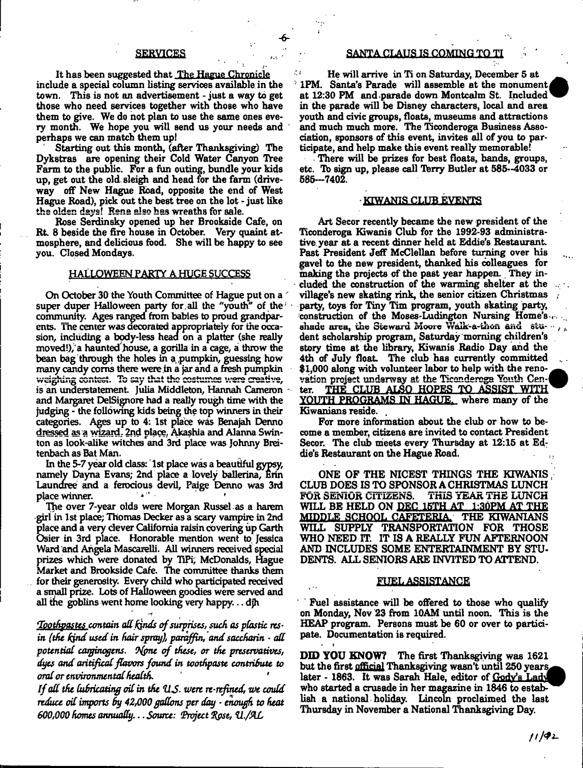## SERVICES

It has been suggested that The Hague Chronicle include a special column listing services available in the town. This is not an advertisement - just a way to get those who need services together with those who have them to give. We do not plan to use the same ones every month. We hope you will send us your needs and perhaps we can match them up!

Starting out this month, (after Thanksgiving) The Dykstras are opening their Cold Water Canyon Tree Farm to the public. For a fun outing, bundle your kids up, get out the old sleigh and head for the farm (driveway off New Hague Road, opposite the end of West Hague Road), pick out the best tree on the lot - just like the olden days! Rena also has wreaths for sale.

Rose Serdinsky opened up her Brookside Cafe, on Rt. 8 beside the fire house in October. Very quaint atmosphere, and delicious food. She will be happy to see you. Closed Mondays.

## HALLOWEEN PARTY A HUGE SUCCESS

On October 30 the Youth Committee of Hague put on a super duper Halloween party for all the "youth" of the community. Ages ranged from babies to proud grandparents. The center was decorated appropriately for the occasion, including a body-less head on a platter (she really moved!), a haunted house, a gorilla in a cage, a throw the bean bag through the holes in a pumpkin, guessing how many candy corns there were in a jar and a fresh pumpkin weighing contest. To say that the costumes were creative, is an understatement. Julia Middleton, Hannah Cameron and Margaret DelSignore had a really rough time with the judging - the following kids being the top winners in their categories. Ages up to 4: 1st place was Benajah Denno dressed as a wizard, 2nd place, Akashia and Alanna Swinton as look-alike witches and 3rd place was Johnny Breitenbach as Bat Man.

In the 5-7 year old class: 1st place was a beautiful gypsy, namely Dayna Evans; 2nd place a lovely ballerina, Erin Laundree and a ferocious devil, Paige Denno was 3rd place winner.

The over 7-year olds were Morgan Russel as a harem girl in 1st place; Thomas Decker as a scary vampire in 2nd place and a very clever California raisin covering up Garth Osier in 3rd place. Honorable mention went to Jessica Ward and Angela Mascarelli. All winners received special prizes which were donated by TiPi, McDonalds, Hague Market and Brookside Cafe. The committee thanks them for their generosity. Every child who participated received a small prize. Lots of Halloween goodies were served and all the goblins went home looking very happy... djh

*Toothpastes contain all kinds of surprises, such as plastic resin (the kind used in hair spray), paraffin, and saccharin - all potential carginogens. None of these, or the preservatives, dyes and aritifical flavors found in toothpaste contribute to oral or environmental health.*

*If all the lubricating oil in the U.S. were re-refined, we could reduce oil imports by 42,000 gallons per day - enough to heat 600,000 homes annually... Source: Project Rose, U./AL*

## SANTA CLAUS IS COMING TO TI

He will arrive in Ti on Saturday, December 5 at 1PM. Santa's Parade will assemble at the monument at 12:30 PM and parade down Montcalm St. Included in the parade will be Disney characters, local and area youth and civic groups, floats, museums and attractions and much much more. The Ticonderoga Business Association, sponsors of this event, invites all of you to participate, and help make this event really memorable!

There will be prizes for best floats, bands, groups, etc. To sign up, please call Terry Butler at 585--4033 or 585---7402.

## KIWANIS CLUB EVENTS

Art Secor recently became the new president of the Ticonderoga Kiwanis Club for the 1992-93 administrative year at a recent dinner held at Eddie's Restaurant. Past President Jeff McClellan before turning over his gavel to the new president, thanked his colleagues for making the projects of the past year happen. They included the construction of the warming shelter at the village's new skating rink, the senior citizen Christmas party, toys for Tiny Tim program, youth skating party, construction of the Moses-Ludington Nursing Home's shade area, the Steward Moore Walk-a-thon and student scholarship program, Saturday morning children's story time at the library, Kiwanis Radio Day and the 4th of July float. The club has currently committed $1,000 along with volunteer labor to help with the renovation project underway at the Ticonderoga Youth Center. THE CLUB ALSO HOPES TO ASSIST WITH YOUTH PROGRAMS IN HAGUE, where many of the Kiwanians reside.

For more information about the club or how to become a member, citizens are invited to contact President Secor. The club meets every Thursday at 12:15 at Eddie's Restaurant on the Hague Road.

ONE OF THE NICEST THINGS THE KIWANIS CLUB DOES IS TO SPONSOR A CHRISTMAS LUNCH FOR SENIOR CITIZENS. THIS YEAR THE LUNCH WILL BE HELD ON DEC 15TH AT 1:30PM AT THE MIDDLE SCHOOL CAFETERIA. THE KIWANIANS WILL SUPPLY TRANSPORTATION FOR THOSE WHO NEED IT. IT IS A REALLY FUN AFTERNOON AND INCLUDES SOME ENTERTAINMENT BY STUDENTS. ALL SENIORS ARE INVITED TO ATTEND.

## FUEL ASSISTANCE

Fuel assistance will be offered to those who qualify on Monday, Nov 23 from 10AM until noon. This is the HEAP program. Persons must be 60 or over to participate. Documentation is required.

**DID YOU KNOW?** The first Thanksgiving was 1621 but the first official Thanksgiving wasn't until 250 years later - 1863. It was Sarah Hale, editor of Gody's Lady who started a crusade in her magazine in 1846 to establish a national holiday. Lincoln proclaimed the last Thursday in November a National Thanksgiving Day.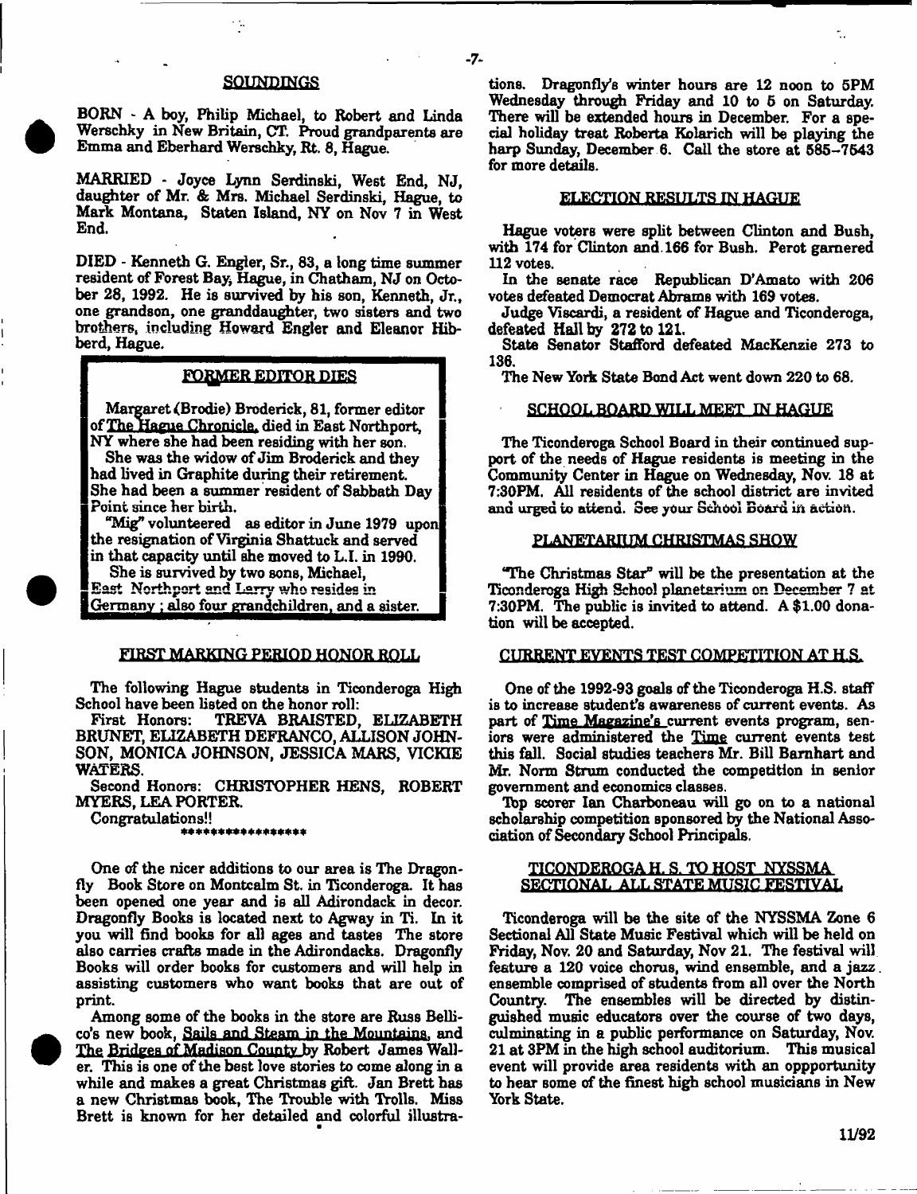## SOUNDINGS

BORN - A boy, Philip Michael, to Robert and Linda Werschky in New Britain, CT. Proud grandparents are Emma and Eberhard Werschky, Rt. 8, Hague.

MARRIED - Joyce Lynn Serdinski, West End, NJ, daughter of Mr. & Mrs. Michael Serdinski, Hague, to Mark Montana, Staten Island, NY on Nov 7 in West End.

DIED - Kenneth G. Engler, Sr., 83, a long time summer resident of Forest Bay, Hague, in Chatham, NJ on October 28, 1992. He is survived by his son, Kenneth, Jr., one grandson, one granddaughter, two sisters and two brothers, including Howard Engler and Eleanor Hibberd, Hague.

## FORMER EDITOR DIES

Margaret (Brodie) Broderick, 81, former editor of The Hague Chronicle, died in East Northport, NY where she had been residing with her son.

She was the widow of Jim Broderick and they had lived in Graphite during their retirement. She had been a summer resident of Sabbath Day Point since her birth.

"Mig" volunteered as editor in June 1979 upon the resignation of Virginia Shattuck and served in that capacity until she moved to L.I. in 1990.

She is survived by two sons, Michael, East Northport and Larry who resides in Germany ; also four grandchildren, and a sister.

## FIRST MARKING PERIOD HONOR ROLL

The following Hague students in Ticonderoga High School have been listed on the honor roll:

First Honors: TREVA BRAISTED, ELIZABETH BRUNET, ELIZABETH DEFRANCO, ALLISON JOHNSON, MONICA JOHNSON, JESSICA MARS, VICKIE WATERS.

Second Honors: CHRISTOPHER HENS, ROBERT MYERS, LEA PORTER.

Congratulations!!

\*\*\*\*\*\*\*\*\*\*\*\*\*\*\*\*\*

One of the nicer additions to our area is The Dragonfly Book Store on Montcalm St. in Ticonderoga. It has been opened one year and is all Adirondack in decor. Dragonfly Books is located next to Agway in Ti. In it you will find books for all ages and tastes The store also carries crafts made in the Adirondacks. Dragonfly Books will order books for customers and will help in assisting customers who want books that are out of print.

Among some of the books in the store are Russ Bellico's new book, Sails and Steam in the Mountains, and The Bridges of Madison County by Robert James Waller. This is one of the best love stories to come along in a while and makes a great Christmas gift. Jan Brett has a new Christmas book, The Trouble with Trolls. Miss Brett is known for her detailed and colorful illustrations. Dragonfly's winter hours are 12 noon to 5PM Wednesday through Friday and 10 to 5 on Saturday. There will be extended hours in December. For a special holiday treat Roberta Kolarich will be playing the harp Sunday, December 6. Call the store at 585-7543 for more details.

## ELECTION RESULTS IN HAGUE

Hague voters were split between Clinton and Bush, with 174 for Clinton and 166 for Bush. Perot garnered 112 votes.

In the senate race Republican D'Amato with 206 votes defeated Democrat Abrams with 169 votes.

Judge Viscardi, a resident of Hague and Ticonderoga, defeated Hall by 272 to 121.

State Senator Stafford defeated MacKenzie 273 to 136.

The New York State Bond Act went down 220 to 68.

## SCHOOL BOARD WILL MEET IN HAGUE

The Ticonderoga School Board in their continued support of the needs of Hague residents is meeting in the Community Center in Hague on Wednesday, Nov. 18 at 7:30PM. All residents of the school district are invited and urged to attend. See your School Board in action.

## PLANETARIUM CHRISTMAS SHOW

"The Christmas Star" will be the presentation at the Ticonderoga High School planetarium on December 7 at 7:30PM. The public is invited to attend. A $1.00 donation will be accepted.

## CURRENT EVENTS TEST COMPETITION AT H.S.

One of the 1992-93 goals of the Ticonderoga H.S. staff is to increase student's awareness of current events. As part of Time Magazine's current events program, seniors were administered the Time current events test this fall. Social studies teachers Mr. Bill Barnhart and Mr. Norm Strum conducted the competition in senior government and economics classes.

Top scorer Ian Charboneau will go on to a national scholarship competition sponsored by the National Association of Secondary School Principals.

## TICONDEROGA H. S. TO HOST NYSSMA SECTIONAL ALL STATE MUSIC FESTIVAL

Ticonderoga will be the site of the NYSSMA Zone 6 Sectional All State Music Festival which will be held on Friday, Nov. 20 and Saturday, Nov 21. The festival will feature a 120 voice chorus, wind ensemble, and a jazz ensemble comprised of students from all over the North Country. The ensembles will be directed by distinguished music educators over the course of two days, culminating in a public performance on Saturday, Nov. 21 at 3PM in the high school auditorium. This musical event will provide area residents with an oppportunity to hear some of the finest high school musicians in New York State.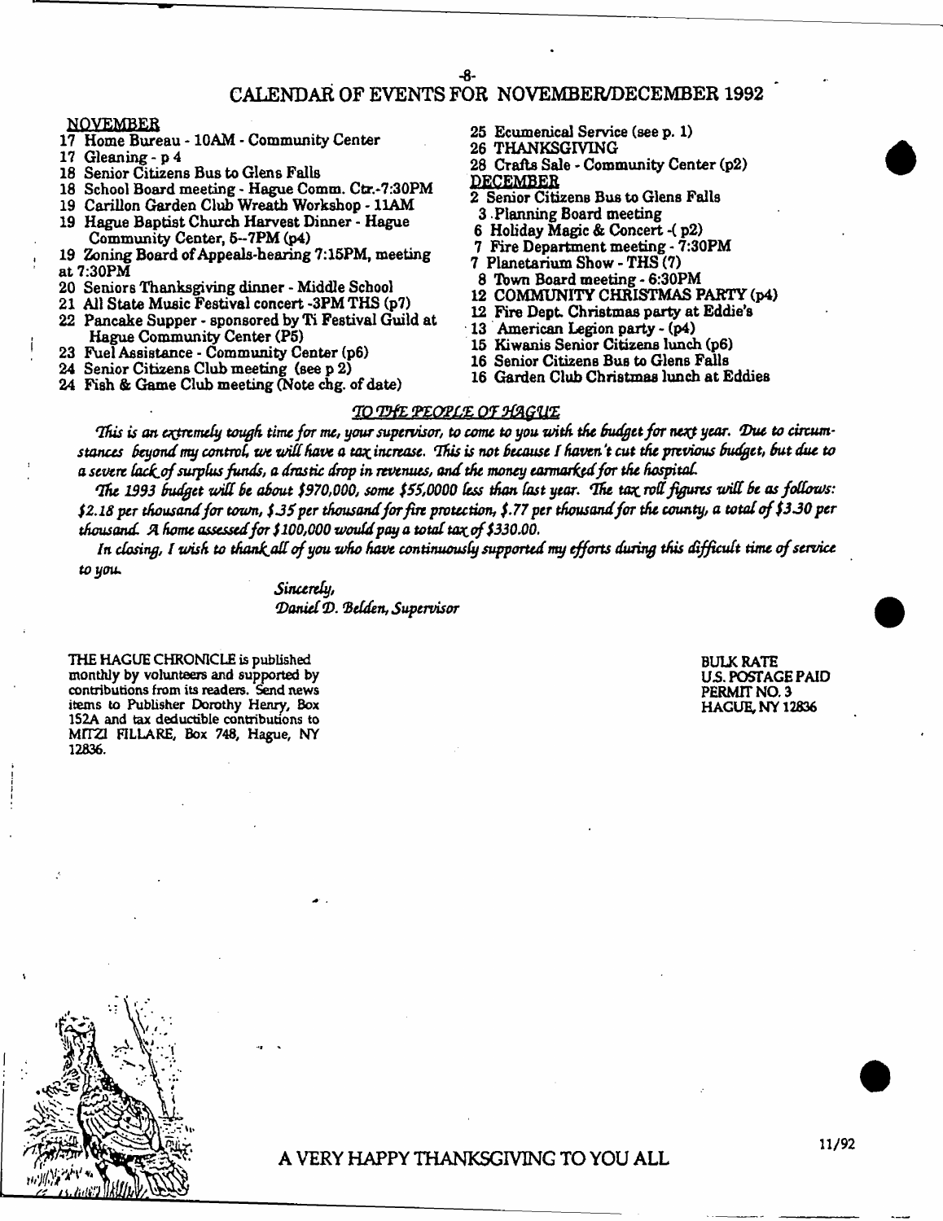# CALENDAR OF EVENTS FOR NOVEMBER/DECEMBER 1992

## NOVEMBER

17 Home Bureau - 10AM - Community Center
17 Gleaning - p 4
18 Senior Citizens Bus to Glens Falls
18 School Board meeting - Hague Comm. Ctr.-7:30PM
19 Carillon Garden Club Wreath Workshop - 11AM
19 Hague Baptist Church Harvest Dinner - Hague Community Center, 5--7PM (p4)
19 Zoning Board of Appeals-hearing 7:15PM, meeting at 7:30PM
20 Seniors Thanksgiving dinner - Middle School
21 All State Music Festival concert -3PM THS (p7)
22 Pancake Supper - sponsored by Ti Festival Guild at Hague Community Center (P5)
23 Fuel Assistance - Community Center (p6)
24 Senior Citizens Club meeting (see p 2)
24 Fish & Game Club meeting (Note chg. of date)
25 Ecumenical Service (see p. 1)
26 THANKSGIVING
28 Crafts Sale - Community Center (p2)

## DECEMBER

2 Senior Citizens Bus to Glens Falls
3 Planning Board meeting
6 Holiday Magic & Concert -( p2)
7 Fire Department meeting - 7:30PM
7 Planetarium Show - THS (7)
8 Town Board meeting - 6:30PM
12 COMMUNITY CHRISTMAS PARTY (p4)
12 Fire Dept. Christmas party at Eddie's
13 American Legion party - (p4)
15 Kiwanis Senior Citizens lunch (p6)
16 Senior Citizens Bus to Glens Falls
16 Garden Club Christmas lunch at Eddies

## *TO THE PEOPLE OF HAGUE*

*This is an extremely tough time for me, your supervisor, to come to you with the budget for next year. Due to circumstances beyond my control, we will have a tax increase. This is not because I haven't cut the previous budget, but due to a severe lack of surplus funds, a drastic drop in revenues, and the money earmarked for the hospital.*

*The 1993 budget will be about $970,000, some $55,0000 less than last year. The tax roll figures will be as follows: $2.18 per thousand for town, $.35 per thousand for fire protection, $.77 per thousand for the county, a total of $3.30 per thousand. A home assessed for $100,000 would pay a total tax of $330.00.*

*In closing, I wish to thank all of you who have continuously supported my efforts during this difficult time of service to you.*

*Sincerely,*
*Daniel D. Belden, Supervisor*

THE HAGUE CHRONICLE is published monthly by volunteers and supported by contributions from its readers. Send news items to Publisher Dorothy Henry, Box 152A and tax deductible contributions to MITZI FILLARE, Box 748, Hague, NY 12836.

BULK RATE
U.S. POSTAGE PAID
PERMIT NO. 3
HAGUE, NY 12836

A VERY HAPPY THANKSGIVING TO YOU ALL

11/92